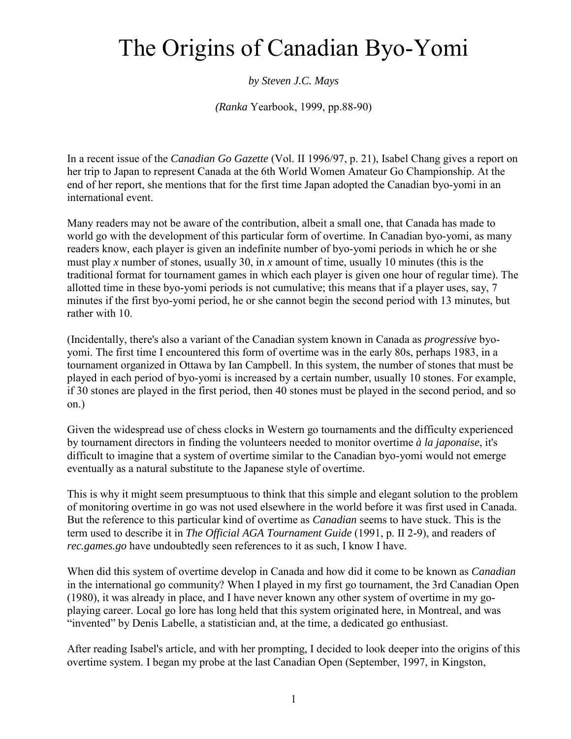# The Origins of Canadian Byo-Yomi

*by Steven J.C. Mays*

*(Ranka* Yearbook, 1999, pp.88-90)

In a recent issue of the *Canadian Go Gazette* (Vol. II 1996/97, p. 21), Isabel Chang gives a report on her trip to Japan to represent Canada at the 6th World Women Amateur Go Championship. At the end of her report, she mentions that for the first time Japan adopted the Canadian byo-yomi in an international event.

Many readers may not be aware of the contribution, albeit a small one, that Canada has made to world go with the development of this particular form of overtime. In Canadian byo-yomi, as many readers know, each player is given an indefinite number of byo-yomi periods in which he or she must play *x* number of stones, usually 30, in *x* amount of time, usually 10 minutes (this is the traditional format for tournament games in which each player is given one hour of regular time). The allotted time in these byo-yomi periods is not cumulative; this means that if a player uses, say, 7 minutes if the first byo-yomi period, he or she cannot begin the second period with 13 minutes, but rather with 10.

(Incidentally, there's also a variant of the Canadian system known in Canada as *progressive* byo-yomi. The first time I encountered this form of overtime was in the early 80s, perhaps 1983, in a tournament organized in Ottawa by Ian Campbell. In this system, the number of stones that must be played in each period of byo-yomi is increased by a certain number, usually 10 stones. For example, if 30 stones are played in the first period, then 40 stones must be played in the second period, and so on.)

Given the widespread use of chess clocks in Western go tournaments and the difficulty experienced by tournament directors in finding the volunteers needed to monitor overtime *à la japonaise*, it's difficult to imagine that a system of overtime similar to the Canadian byo-yomi would not emerge eventually as a natural substitute to the Japanese style of overtime.

This is why it might seem presumptuous to think that this simple and elegant solution to the problem of monitoring overtime in go was not used elsewhere in the world before it was first used in Canada. But the reference to this particular kind of overtime as *Canadian* seems to have stuck. This is the term used to describe it in *The Official AGA Tournament Guide* (1991, p. II 2-9), and readers of *rec.games.go* have undoubtedly seen references to it as such, I know I have.

When did this system of overtime develop in Canada and how did it come to be known as *Canadian* in the international go community? When I played in my first go tournament, the 3rd Canadian Open (1980), it was already in place, and I have never known any other system of overtime in my go-playing career. Local go lore has long held that this system originated here, in Montreal, and was "invented" by Denis Labelle, a statistician and, at the time, a dedicated go enthusiast.

After reading Isabel's article, and with her prompting, I decided to look deeper into the origins of this overtime system. I began my probe at the last Canadian Open (September, 1997, in Kingston,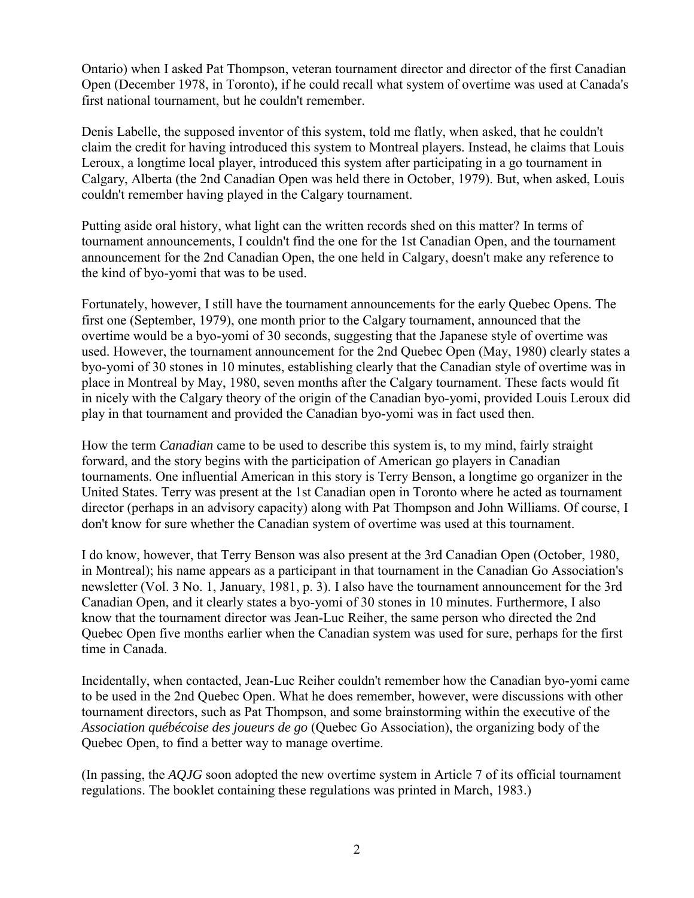Ontario) when I asked Pat Thompson, veteran tournament director and director of the first Canadian Open (December 1978, in Toronto), if he could recall what system of overtime was used at Canada's first national tournament, but he couldn't remember.

Denis Labelle, the supposed inventor of this system, told me flatly, when asked, that he couldn't claim the credit for having introduced this system to Montreal players. Instead, he claims that Louis Leroux, a longtime local player, introduced this system after participating in a go tournament in Calgary, Alberta (the 2nd Canadian Open was held there in October, 1979). But, when asked, Louis couldn't remember having played in the Calgary tournament.

Putting aside oral history, what light can the written records shed on this matter? In terms of tournament announcements, I couldn't find the one for the 1st Canadian Open, and the tournament announcement for the 2nd Canadian Open, the one held in Calgary, doesn't make any reference to the kind of byo-yomi that was to be used.

Fortunately, however, I still have the tournament announcements for the early Quebec Opens. The first one (September, 1979), one month prior to the Calgary tournament, announced that the overtime would be a byo-yomi of 30 seconds, suggesting that the Japanese style of overtime was used. However, the tournament announcement for the 2nd Quebec Open (May, 1980) clearly states a byo-yomi of 30 stones in 10 minutes, establishing clearly that the Canadian style of overtime was in place in Montreal by May, 1980, seven months after the Calgary tournament. These facts would fit in nicely with the Calgary theory of the origin of the Canadian byo-yomi, provided Louis Leroux did play in that tournament and provided the Canadian byo-yomi was in fact used then.

How the term *Canadian* came to be used to describe this system is, to my mind, fairly straight forward, and the story begins with the participation of American go players in Canadian tournaments. One influential American in this story is Terry Benson, a longtime go organizer in the United States. Terry was present at the 1st Canadian open in Toronto where he acted as tournament director (perhaps in an advisory capacity) along with Pat Thompson and John Williams. Of course, I don't know for sure whether the Canadian system of overtime was used at this tournament.

I do know, however, that Terry Benson was also present at the 3rd Canadian Open (October, 1980, in Montreal); his name appears as a participant in that tournament in the Canadian Go Association's newsletter (Vol. 3 No. 1, January, 1981, p. 3). I also have the tournament announcement for the 3rd Canadian Open, and it clearly states a byo-yomi of 30 stones in 10 minutes. Furthermore, I also know that the tournament director was Jean-Luc Reiher, the same person who directed the 2nd Quebec Open five months earlier when the Canadian system was used for sure, perhaps for the first time in Canada.

Incidentally, when contacted, Jean-Luc Reiher couldn't remember how the Canadian byo-yomi came to be used in the 2nd Quebec Open. What he does remember, however, were discussions with other tournament directors, such as Pat Thompson, and some brainstorming within the executive of the *Association québécoise des joueurs de go* (Quebec Go Association), the organizing body of the Quebec Open, to find a better way to manage overtime.

(In passing, the *AQJG* soon adopted the new overtime system in Article 7 of its official tournament regulations. The booklet containing these regulations was printed in March, 1983.)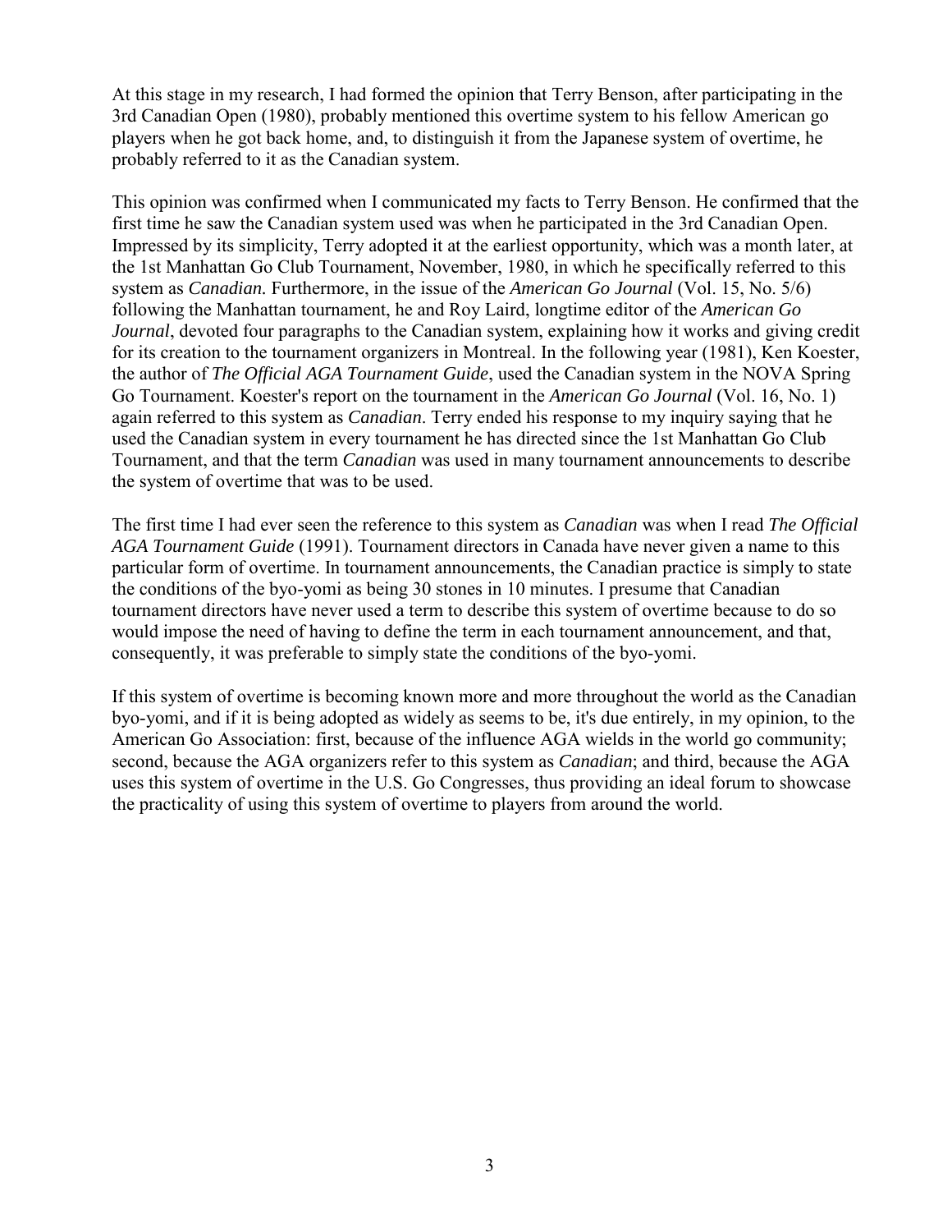At this stage in my research, I had formed the opinion that Terry Benson, after participating in the 3rd Canadian Open (1980), probably mentioned this overtime system to his fellow American go players when he got back home, and, to distinguish it from the Japanese system of overtime, he probably referred to it as the Canadian system.

This opinion was confirmed when I communicated my facts to Terry Benson. He confirmed that the first time he saw the Canadian system used was when he participated in the 3rd Canadian Open. Impressed by its simplicity, Terry adopted it at the earliest opportunity, which was a month later, at the 1st Manhattan Go Club Tournament, November, 1980, in which he specifically referred to this system as *Canadian.* Furthermore, in the issue of the *American Go Journal* (Vol. 15, No. 5/6) following the Manhattan tournament, he and Roy Laird, longtime editor of the *American Go Journal*, devoted four paragraphs to the Canadian system, explaining how it works and giving credit for its creation to the tournament organizers in Montreal. In the following year (1981), Ken Koester, the author of *The Official AGA Tournament Guide*, used the Canadian system in the NOVA Spring Go Tournament. Koester's report on the tournament in the *American Go Journal* (Vol. 16, No. 1) again referred to this system as *Canadian*. Terry ended his response to my inquiry saying that he used the Canadian system in every tournament he has directed since the 1st Manhattan Go Club Tournament, and that the term *Canadian* was used in many tournament announcements to describe the system of overtime that was to be used.

The first time I had ever seen the reference to this system as *Canadian* was when I read *The Official AGA Tournament Guide* (1991). Tournament directors in Canada have never given a name to this particular form of overtime. In tournament announcements, the Canadian practice is simply to state the conditions of the byo-yomi as being 30 stones in 10 minutes. I presume that Canadian tournament directors have never used a term to describe this system of overtime because to do so would impose the need of having to define the term in each tournament announcement, and that, consequently, it was preferable to simply state the conditions of the byo-yomi.

If this system of overtime is becoming known more and more throughout the world as the Canadian byo-yomi, and if it is being adopted as widely as seems to be, it's due entirely, in my opinion, to the American Go Association: first, because of the influence AGA wields in the world go community; second, because the AGA organizers refer to this system as *Canadian*; and third, because the AGA uses this system of overtime in the U.S. Go Congresses, thus providing an ideal forum to showcase the practicality of using this system of overtime to players from around the world.